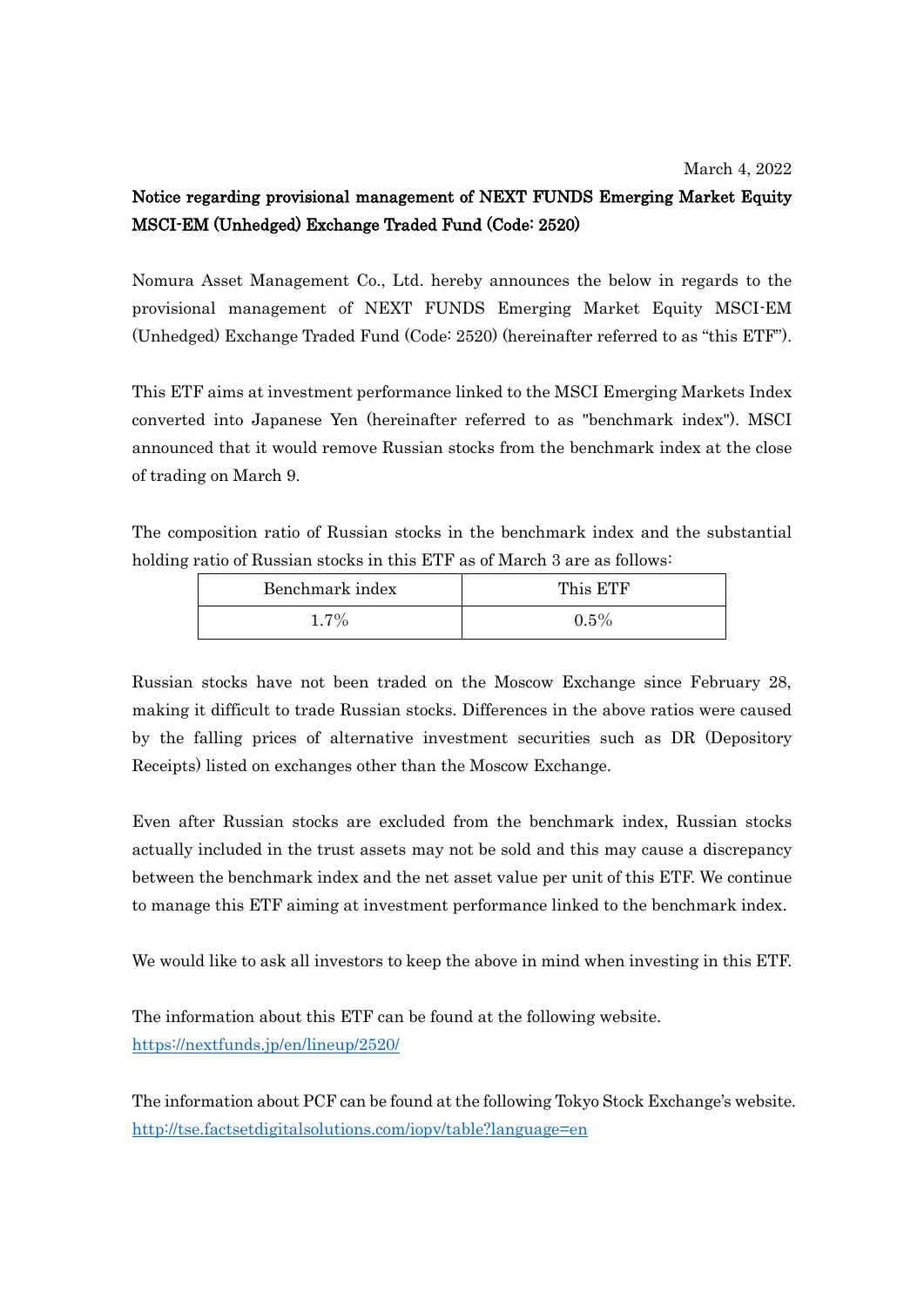March 4, 2022

**Notice regarding provisional management of NEXT FUNDS Emerging Market Equity MSCI-EM (Unhedged) Exchange Traded Fund (Code: 2520)**

Nomura Asset Management Co., Ltd. hereby announces the below in regards to the provisional management of NEXT FUNDS Emerging Market Equity MSCI-EM (Unhedged) Exchange Traded Fund (Code: 2520) (hereinafter referred to as "this ETF").

This ETF aims at investment performance linked to the MSCI Emerging Markets Index converted into Japanese Yen (hereinafter referred to as "benchmark index"). MSCI announced that it would remove Russian stocks from the benchmark index at the close of trading on March 9.

The composition ratio of Russian stocks in the benchmark index and the substantial holding ratio of Russian stocks in this ETF as of March 3 are as follows:

| Benchmark index | This ETF |
|---|---|
| 1.7% | 0.5% |

Russian stocks have not been traded on the Moscow Exchange since February 28, making it difficult to trade Russian stocks. Differences in the above ratios were caused by the falling prices of alternative investment securities such as DR (Depository Receipts) listed on exchanges other than the Moscow Exchange.

Even after Russian stocks are excluded from the benchmark index, Russian stocks actually included in the trust assets may not be sold and this may cause a discrepancy between the benchmark index and the net asset value per unit of this ETF. We continue to manage this ETF aiming at investment performance linked to the benchmark index.

We would like to ask all investors to keep the above in mind when investing in this ETF.

The information about this ETF can be found at the following website.
https://nextfunds.jp/en/lineup/2520/

The information about PCF can be found at the following Tokyo Stock Exchange's website.
http://tse.factsetdigitalsolutions.com/iopv/table?language=en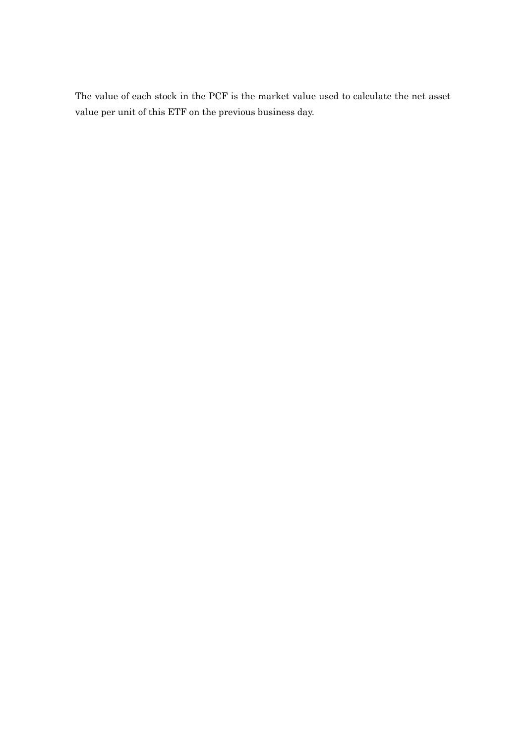The value of each stock in the PCF is the market value used to calculate the net asset value per unit of this ETF on the previous business day.